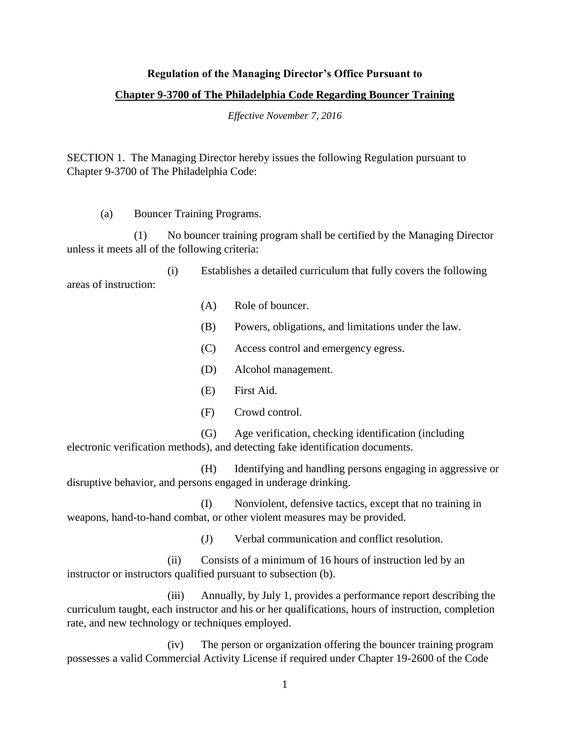**Regulation of the Managing Director's Office Pursuant to**

**Chapter 9-3700 of The Philadelphia Code Regarding Bouncer Training**

*Effective November 7, 2016*

SECTION 1. The Managing Director hereby issues the following Regulation pursuant to Chapter 9-3700 of The Philadelphia Code:

(a) Bouncer Training Programs.

(1) No bouncer training program shall be certified by the Managing Director unless it meets all of the following criteria:

(i) Establishes a detailed curriculum that fully covers the following areas of instruction:

(A) Role of bouncer.

(B) Powers, obligations, and limitations under the law.

(C) Access control and emergency egress.

(D) Alcohol management.

(E) First Aid.

(F) Crowd control.

(G) Age verification, checking identification (including electronic verification methods), and detecting fake identification documents.

(H) Identifying and handling persons engaging in aggressive or disruptive behavior, and persons engaged in underage drinking.

(I) Nonviolent, defensive tactics, except that no training in weapons, hand-to-hand combat, or other violent measures may be provided.

(J) Verbal communication and conflict resolution.

(ii) Consists of a minimum of 16 hours of instruction led by an instructor or instructors qualified pursuant to subsection (b).

(iii) Annually, by July 1, provides a performance report describing the curriculum taught, each instructor and his or her qualifications, hours of instruction, completion rate, and new technology or techniques employed.

(iv) The person or organization offering the bouncer training program possesses a valid Commercial Activity License if required under Chapter 19-2600 of the Code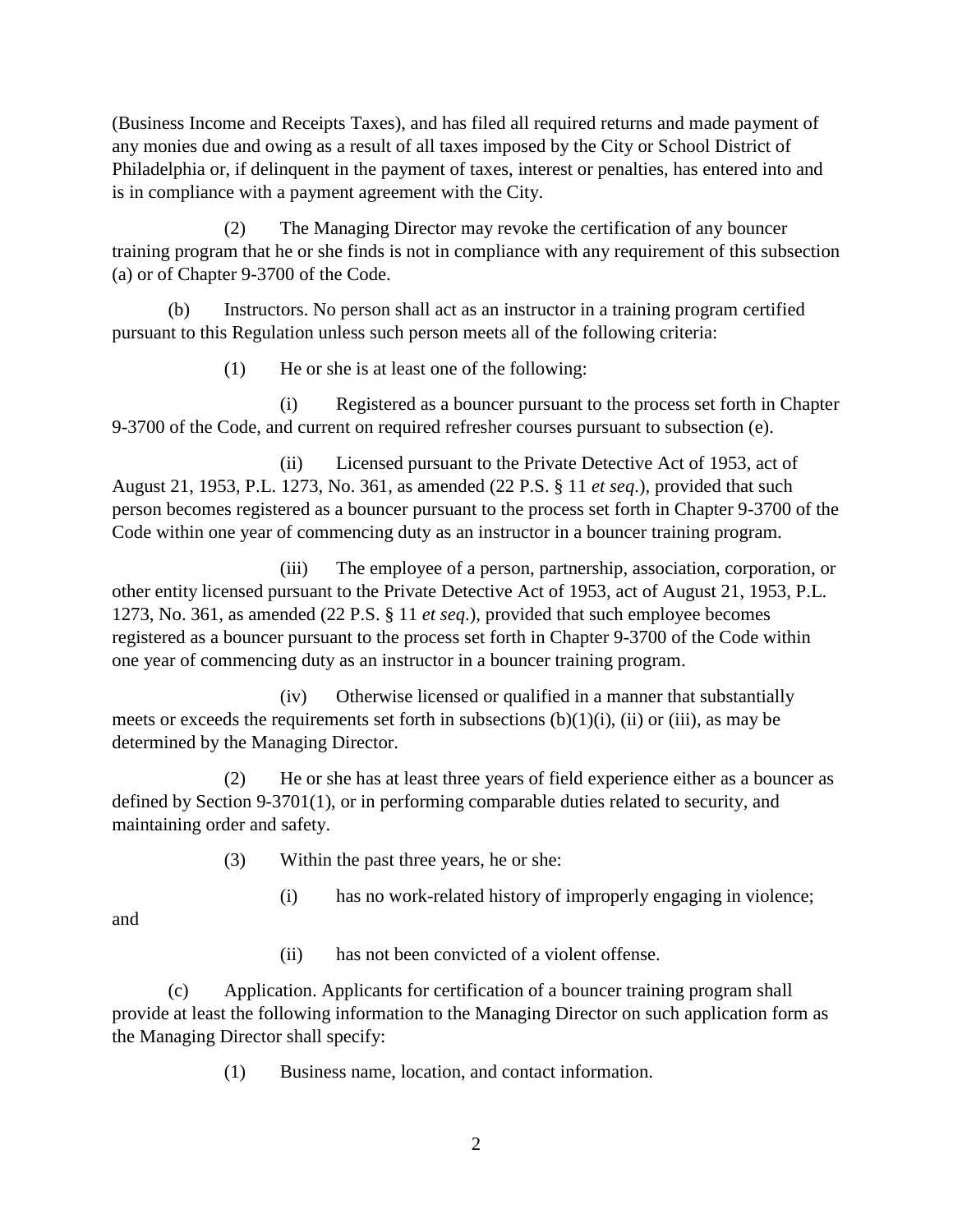(Business Income and Receipts Taxes), and has filed all required returns and made payment of any monies due and owing as a result of all taxes imposed by the City or School District of Philadelphia or, if delinquent in the payment of taxes, interest or penalties, has entered into and is in compliance with a payment agreement with the City.

(2) The Managing Director may revoke the certification of any bouncer training program that he or she finds is not in compliance with any requirement of this subsection (a) or of Chapter 9-3700 of the Code.

(b) Instructors. No person shall act as an instructor in a training program certified pursuant to this Regulation unless such person meets all of the following criteria:

(1) He or she is at least one of the following:

(i) Registered as a bouncer pursuant to the process set forth in Chapter 9-3700 of the Code, and current on required refresher courses pursuant to subsection (e).

(ii) Licensed pursuant to the Private Detective Act of 1953, act of August 21, 1953, P.L. 1273, No. 361, as amended (22 P.S. § 11 *et seq*.), provided that such person becomes registered as a bouncer pursuant to the process set forth in Chapter 9-3700 of the Code within one year of commencing duty as an instructor in a bouncer training program.

(iii) The employee of a person, partnership, association, corporation, or other entity licensed pursuant to the Private Detective Act of 1953, act of August 21, 1953, P.L. 1273, No. 361, as amended (22 P.S. § 11 *et seq*.), provided that such employee becomes registered as a bouncer pursuant to the process set forth in Chapter 9-3700 of the Code within one year of commencing duty as an instructor in a bouncer training program.

(iv) Otherwise licensed or qualified in a manner that substantially meets or exceeds the requirements set forth in subsections (b)(1)(i), (ii) or (iii), as may be determined by the Managing Director.

(2) He or she has at least three years of field experience either as a bouncer as defined by Section 9-3701(1), or in performing comparable duties related to security, and maintaining order and safety.

(3) Within the past three years, he or she:

(i) has no work-related history of improperly engaging in violence; and

(ii) has not been convicted of a violent offense.

(c) Application. Applicants for certification of a bouncer training program shall provide at least the following information to the Managing Director on such application form as the Managing Director shall specify:

(1) Business name, location, and contact information.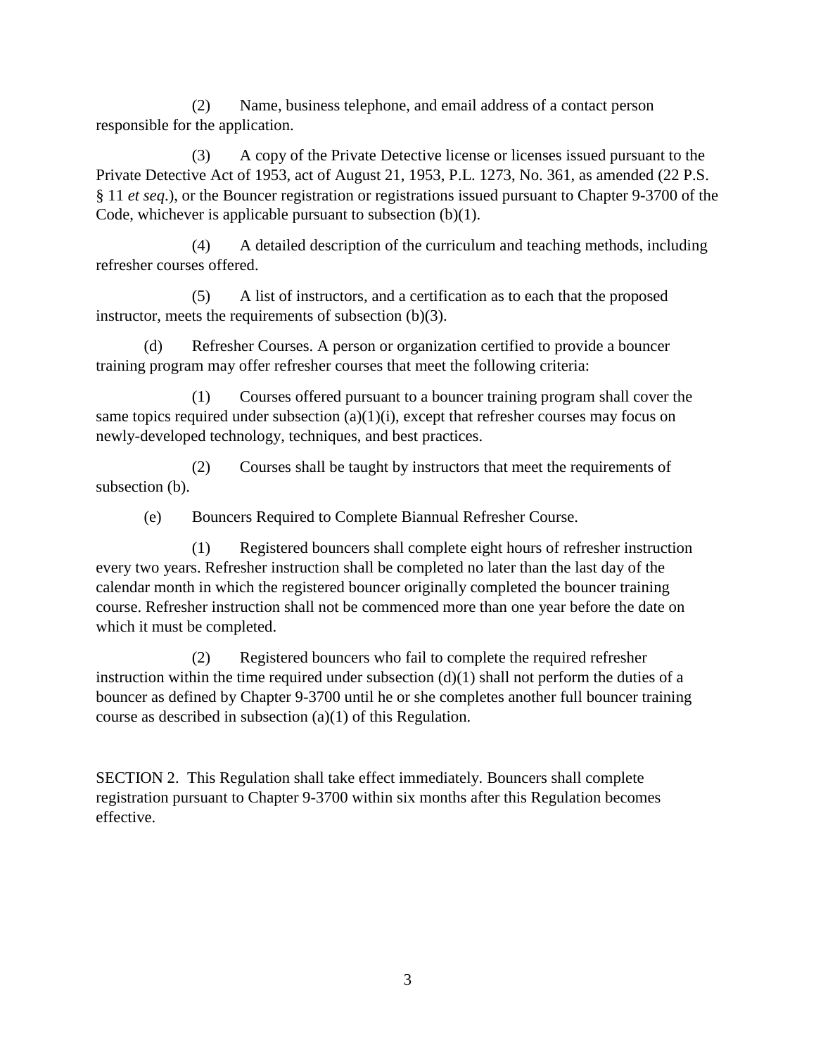(2) Name, business telephone, and email address of a contact person responsible for the application.

(3) A copy of the Private Detective license or licenses issued pursuant to the Private Detective Act of 1953, act of August 21, 1953, P.L. 1273, No. 361, as amended (22 P.S. § 11 *et seq*.), or the Bouncer registration or registrations issued pursuant to Chapter 9-3700 of the Code, whichever is applicable pursuant to subsection (b)(1).

(4) A detailed description of the curriculum and teaching methods, including refresher courses offered.

(5) A list of instructors, and a certification as to each that the proposed instructor, meets the requirements of subsection (b)(3).

(d) Refresher Courses. A person or organization certified to provide a bouncer training program may offer refresher courses that meet the following criteria:

(1) Courses offered pursuant to a bouncer training program shall cover the same topics required under subsection (a)(1)(i), except that refresher courses may focus on newly-developed technology, techniques, and best practices.

(2) Courses shall be taught by instructors that meet the requirements of subsection (b).

(e) Bouncers Required to Complete Biannual Refresher Course.

(1) Registered bouncers shall complete eight hours of refresher instruction every two years. Refresher instruction shall be completed no later than the last day of the calendar month in which the registered bouncer originally completed the bouncer training course. Refresher instruction shall not be commenced more than one year before the date on which it must be completed.

(2) Registered bouncers who fail to complete the required refresher instruction within the time required under subsection (d)(1) shall not perform the duties of a bouncer as defined by Chapter 9-3700 until he or she completes another full bouncer training course as described in subsection (a)(1) of this Regulation.

SECTION 2. This Regulation shall take effect immediately. Bouncers shall complete registration pursuant to Chapter 9-3700 within six months after this Regulation becomes effective.